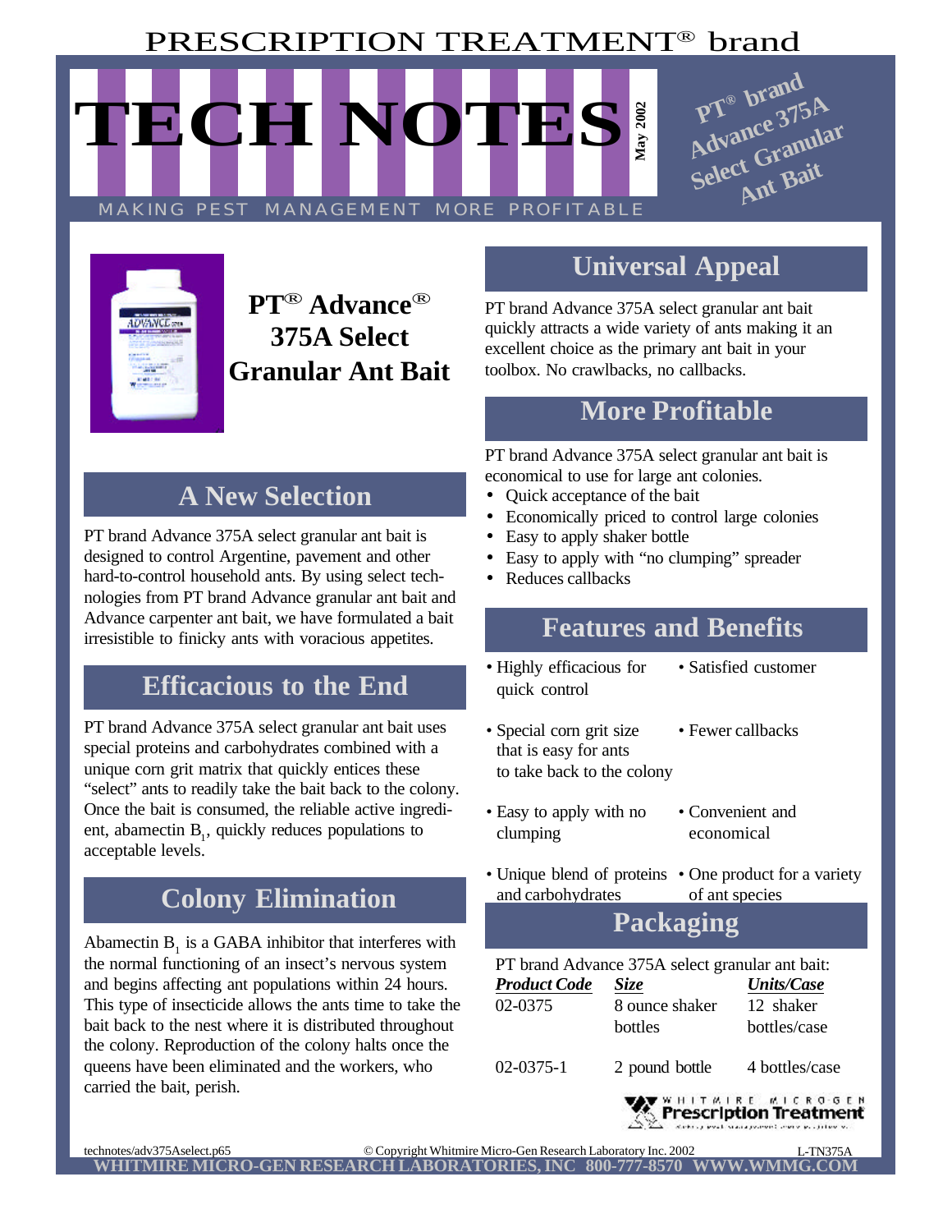PRESCRIPTION TREATMENT® brand

# TECH NOTES

May 2002

MAKING PEST MANAGEMENT MORE PROFITABLE

PT® brand Advance 375A Select Granular Ant Bait

## PT® Advance® 375A Select Granular Ant Bait

## A New Selection

PT brand Advance 375A select granular ant bait is designed to control Argentine, pavement and other hard-to-control household ants. By using select technologies from PT brand Advance granular ant bait and Advance carpenter ant bait, we have formulated a bait irresistible to finicky ants with voracious appetites.

## Efficacious to the End

PT brand Advance 375A select granular ant bait uses special proteins and carbohydrates combined with a unique corn grit matrix that quickly entices these "select" ants to readily take the bait back to the colony. Once the bait is consumed, the reliable active ingredient, abamectin $B_1$, quickly reduces populations to acceptable levels.

## Colony Elimination

Abamectin $B_1$ is a GABA inhibitor that interferes with the normal functioning of an insect's nervous system and begins affecting ant populations within 24 hours. This type of insecticide allows the ants time to take the bait back to the nest where it is distributed throughout the colony. Reproduction of the colony halts once the queens have been eliminated and the workers, who carried the bait, perish.

## Universal Appeal

PT brand Advance 375A select granular ant bait quickly attracts a wide variety of ants making it an excellent choice as the primary ant bait in your toolbox. No crawlbacks, no callbacks.

## More Profitable

PT brand Advance 375A select granular ant bait is economical to use for large ant colonies.

- Quick acceptance of the bait
- Economically priced to control large colonies
- Easy to apply shaker bottle
- Easy to apply with "no clumping" spreader
- Reduces callbacks

## Features and Benefits

| Features | Benefits |
|---|---|
| Highly efficacious for quick control | Satisfied customer |
| Special corn grit size that is easy for ants to take back to the colony | Fewer callbacks |
| Easy to apply with no clumping | Convenient and economical |
| Unique blend of proteins and carbohydrates | One product for a variety of ant species |

## Packaging

PT brand Advance 375A select granular ant bait:

| ***Product Code*** | ***Size*** | ***Units/Case*** |
|---|---|---|
| 02-0375 | 8 ounce shaker bottles | 12 shaker bottles/case |
| 02-0375-1 | 2 pound bottle | 4 bottles/case |

WHITMIRE MICRO-GEN Prescription Treatment

technotes/adv375Aselect.p65 © Copyright Whitmire Micro-Gen Research Laboratory Inc. 2002 L-TN375A

WHITMIRE MICRO-GEN RESEARCH LABORATORIES, INC 800-777-8570 WWW.WMMG.COM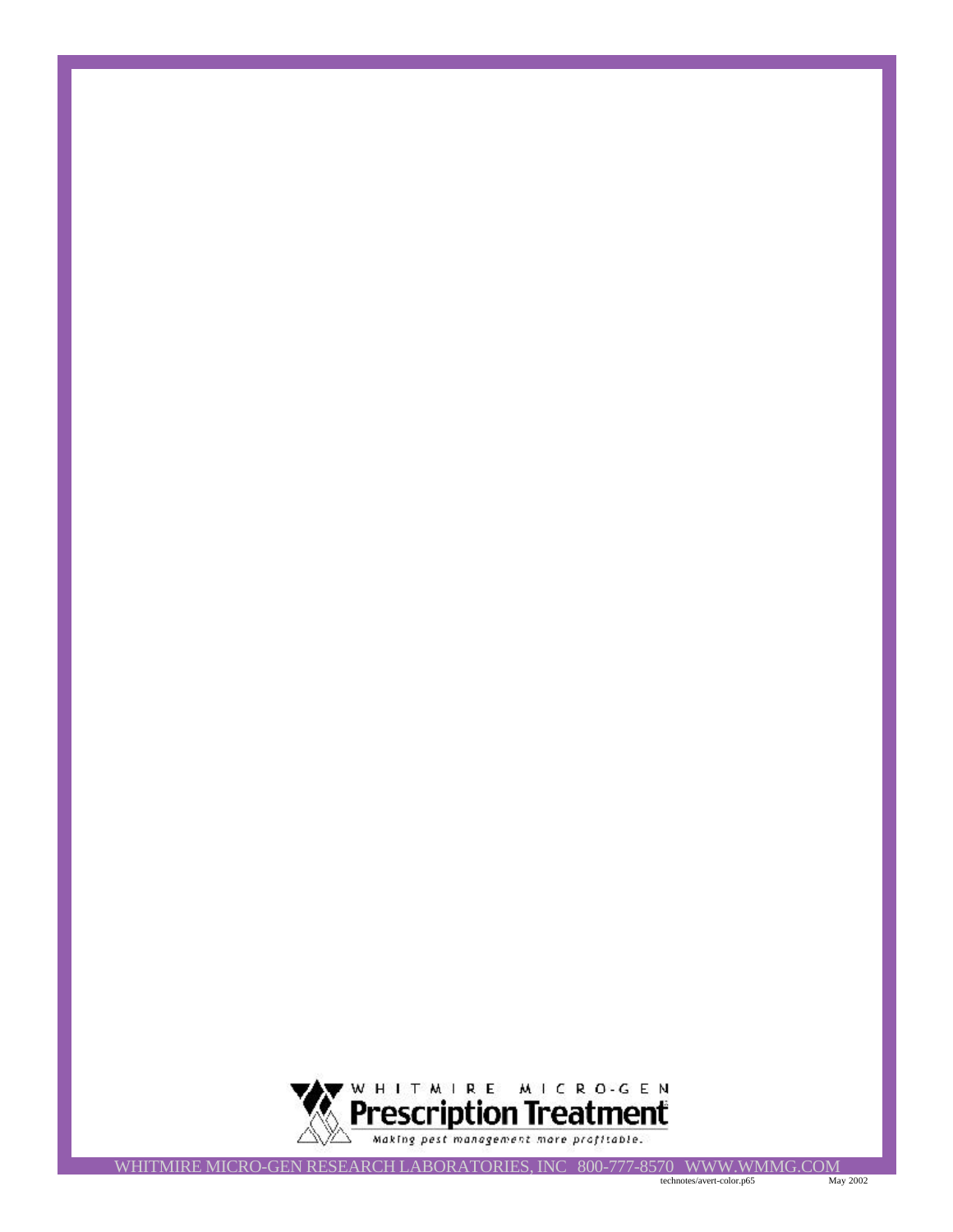WHITMIRE MICRO-GEN

**Prescription Treatment**

*Making pest management more profitable.*

WHITMIRE MICRO-GEN RESEARCH LABORATORIES, INC 800-777-8570 WWW.WMMG.COM

technotes/avert-color.p65 May 2002